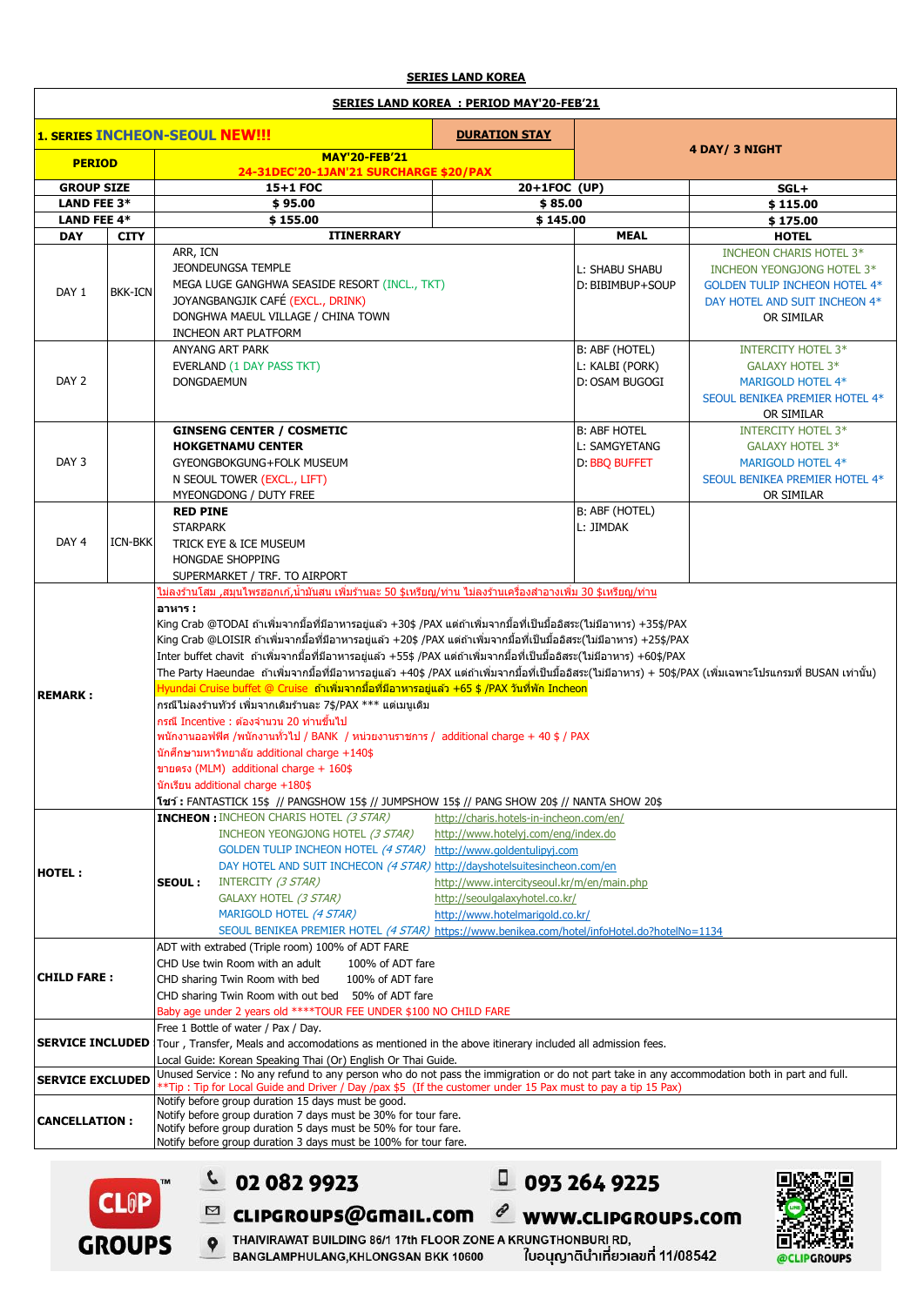**SERIES LAND KOREA**

**SERIES LAND KOREA : PERIOD MAY'20-FEB'21**

| **1. SERIES INCHEON-SEOUL NEW!!!** | | **DURATION STAY** | | **4 DAY/ 3 NIGHT** |
|---|---|---|---|---|
| **PERIOD** | **MAY'20-FEB'21**<br>**24-31DEC'20-1JAN'21 SURCHARGE $20/PAX** | | | |
| **GROUP SIZE** | **15+1 FOC** | **20+1FOC (UP)** | | **SGL+** |
| **LAND FEE 3*** | **$ 95.00** | **$ 85.00** | | **$ 115.00** |
| **LAND FEE 4*** | **$ 155.00** | **$ 145.00** | | **$ 175.00** |

| DAY | CITY | ITINERRARY | MEAL | HOTEL |
|---|---|---|---|---|
| DAY 1 | BKK-ICN | ARR, ICN<br>JEONDEUNGSA TEMPLE<br>MEGA LUGE GANGHWA SEASIDE RESORT (INCL., TKT)<br>JOYANGBANGJIK CAFÉ (EXCL., DRINK)<br>DONGHWA MAEUL VILLAGE / CHINA TOWN<br>INCHEON ART PLATFORM | L: SHABU SHABU<br>D: BIBIMBUP+SOUP | INCHEON CHARIS HOTEL 3*<br>INCHEON YEONGJONG HOTEL 3*<br>GOLDEN TULIP INCHEON HOTEL 4*<br>DAY HOTEL AND SUIT INCHEON 4*<br>OR SIMILAR |
| DAY 2 | | ANYANG ART PARK<br>EVERLAND (1 DAY PASS TKT)<br>DONGDAEMUN | B: ABF (HOTEL)<br>L: KALBI (PORK)<br>D: OSAM BUGOGI | INTERCITY HOTEL 3*<br>GALAXY HOTEL 3*<br>MARIGOLD HOTEL 4*<br>SEOUL BENIKEA PREMIER HOTEL 4*<br>OR SIMILAR |
| DAY 3 | | **GINSENG CENTER / COSMETIC**<br>**HOKGETNAMU CENTER**<br>GYEONGBOKGUNG+FOLK MUSEUM<br>N SEOUL TOWER (EXCL., LIFT)<br>MYEONGDONG / DUTY FREE | B: ABF HOTEL<br>L: SAMGYETANG<br>D: BBQ BUFFET | INTERCITY HOTEL 3*<br>GALAXY HOTEL 3*<br>MARIGOLD HOTEL 4*<br>SEOUL BENIKEA PREMIER HOTEL 4*<br>OR SIMILAR |
| DAY 4 | ICN-BKK | **RED PINE**<br>STARPARK<br>TRICK EYE & ICE MUSEUM<br>HONGDAE SHOPPING<br>SUPERMARKET / TRF. TO AIRPORT | B: ABF (HOTEL)<br>L: JIMDAK | |

**REMARK :**

ไม่ลงร้านโสม ,สมุนไพรฮอกเก๋,น้ำมันสน เพิ่มร้านละ 50 $เหรียญ/ท่าน ไม่ลงร้านเครื่องสำอางเพิ่ม 30 $เหรียญ/ท่าน

**อาหาร :**

King Crab @TODAI ถ้าเพิ่มจากมื้อที่มีอาหารอยู่แล้ว +30$ /PAX แต่ถ้าเพิ่มจากมื้อที่เป็นมื้ออิสระ(ไม่มีอาหาร) +35$/PAX

King Crab @LOISIR ถ้าเพิ่มจากมื้อที่มีอาหารอยู่แล้ว +20$ /PAX แต่ถ้าเพิ่มจากมื้อที่เป็นมื้ออิสระ(ไม่มีอาหาร) +25$/PAX

Inter buffet chavit ถ้าเพิ่มจากมื้อที่มีอาหารอยู่แล้ว +55$ /PAX แต่ถ้าเพิ่มจากมื้อที่เป็นมื้ออิสระ(ไม่มีอาหาร) +60$/PAX

The Party Haeundae ถ้าเพิ่มจากมื้อที่มีอาหารอยู่แล้ว +40$ /PAX แต่ถ้าเพิ่มจากมื้อที่เป็นมื้ออิสระ(ไม่มีอาหาร) + 50$/PAX (เพิ่มเฉพาะโปรแกรมที่ BUSAN เท่านั้น)

Hyundai Cruise buffet @ Cruise ถ้าเพิ่มจากมื้อที่มีอาหารอยู่แล้ว +65 $ /PAX วันที่พัก Incheon

กรณีไม่ลงร้านทัวร์ เพิ่มจากเดิมร้านละ 7$/PAX *** แต่เมนูเดิม

กรณี Incentive : ต้องจำนวน 20 ท่านขึ้นไป

พนักงานออฟฟิศ /พนักงานทั่วไป / BANK / หน่วยงานราชการ / additional charge + 40 $ / PAX

นักศึกษามหาวิทยาลัย additional charge +140$

ขายตรง (MLM) additional charge + 160$

นักเรียน additional charge +180$

**โชว์ :** FANTASTICK 15$ // PANGSHOW 15$ // JUMPSHOW 15$ // PANG SHOW 20$ // NANTA SHOW 20$

**HOTEL :**

**INCHEON :**

- INCHEON CHARIS HOTEL *(3 STAR)* http://charis.hotels-in-incheon.com/en/
- INCHEON YEONGJONG HOTEL *(3 STAR)* http://www.hotelyj.com/eng/index.do
- GOLDEN TULIP INCHEON HOTEL *(4 STAR)* http://www.goldentulipyj.com
- DAY HOTEL AND SUIT INCHECON *(4 STAR)* http://dayshotelsuitesincheon.com/en

**SEOUL :**

- INTERCITY *(3 STAR)* http://www.intercityseoul.kr/m/en/main.php
- GALAXY HOTEL *(3 STAR)* http://seoulgalaxyhotel.co.kr/
- MARIGOLD HOTEL *(4 STAR)* http://www.hotelmarigold.co.kr/
- SEOUL BENIKEA PREMIER HOTEL *(4 STAR)* https://www.benikea.com/hotel/infoHotel.do?hotelNo=1134

**CHILD FARE :**

ADT with extrabed (Triple room) 100% of ADT FARE

CHD Use twin Room with an adult 100% of ADT fare

CHD sharing Twin Room with bed 100% of ADT fare

CHD sharing Twin Room with out bed 50% of ADT fare

Baby age under 2 years old ****TOUR FEE UNDER $100 NO CHILD FARE

**SERVICE INCLUDED**

Free 1 Bottle of water / Pax / Day.

Tour , Transfer, Meals and accomodations as mentioned in the above itinerary included all admission fees.

Local Guide: Korean Speaking Thai (Or) English Or Thai Guide.

**SERVICE EXCLUDED**

Unused Service : No any refund to any person who do not pass the immigration or do not part take in any accommodation both in part and full.

**Tip : Tip for Local Guide and Driver / Day /pax $5 (If the customer under 15 Pax must to pay a tip 15 Pax)

**CANCELLATION :**

Notify before group duration 15 days must be good.

Notify before group duration 7 days must be 30% for tour fare.

Notify before group duration 5 days must be 50% for tour fare.

Notify before group duration 3 days must be 100% for tour fare.

CLIP GROUPS™

02 082 9923 | 093 264 9225

CLIPGROUPS@GMAIL.COM | WWW.CLIPGROUPS.COM

THAIVIRAWAT BUILDING 86/1 17th FLOOR ZONE A KRUNGTHONBURI RD, BANGLAMPHULANG,KHLONGSAN BKK 10600

ใบอนุญาตินำเที่ยวเลขที่ 11/08542

@CLIPGROUPS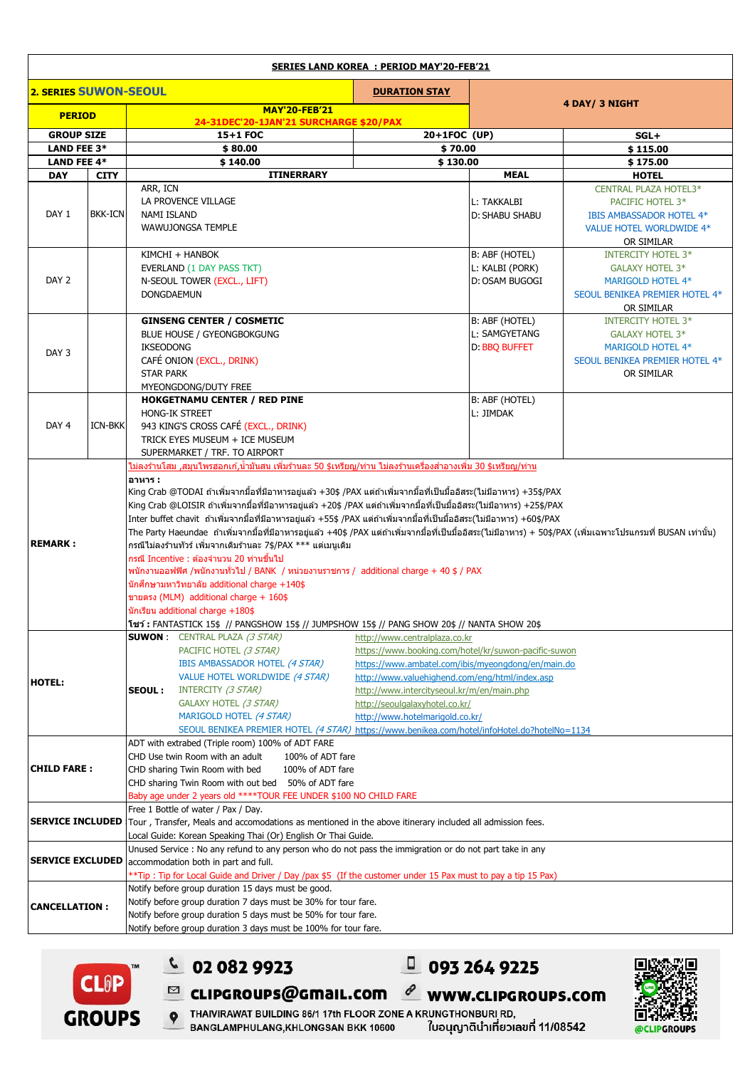## SERIES LAND KOREA : PERIOD MAY'20-FEB'21

| 2. SERIES SUWON-SEOUL | | | DURATION STAY | 4 DAY/ 3 NIGHT |
|---|---|---|---|---|
| PERIOD | MAY'20-FEB'21<br>24-31DEC'20-1JAN'21 SURCHARGE $20/PAX | | | |
| GROUP SIZE | 15+1 FOC | 20+1FOC (UP) | | SGL+ |
| LAND FEE 3* | $ 80.00 | $ 70.00 | | $ 115.00 |
| LAND FEE 4* | $ 140.00 | $ 130.00 | | $ 175.00 |

| DAY | CITY | ITINERRARY | MEAL | HOTEL |
|---|---|---|---|---|
| DAY 1 | BKK-ICN | ARR, ICN<br>LA PROVENCE VILLAGE<br>NAMI ISLAND<br>WAWUJONGSA TEMPLE | L: TAKKALBI<br>D: SHABU SHABU | CENTRAL PLAZA HOTEL3*<br>PACIFIC HOTEL 3*<br>IBIS AMBASSADOR HOTEL 4*<br>VALUE HOTEL WORLDWIDE 4*<br>OR SIMILAR |
| DAY 2 | | KIMCHI + HANBOK<br>EVERLAND (1 DAY PASS TKT)<br>N-SEOUL TOWER (EXCL., LIFT)<br>DONGDAEMUN | B: ABF (HOTEL)<br>L: KALBI (PORK)<br>D: OSAM BUGOGI | INTERCITY HOTEL 3*<br>GALAXY HOTEL 3*<br>MARIGOLD HOTEL 4*<br>SEOUL BENIKEA PREMIER HOTEL 4*<br>OR SIMILAR |
| DAY 3 | | **GINSENG CENTER / COSMETIC**<br>BLUE HOUSE / GYEONGBOKGUNG<br>IKSEODONG<br>CAFÉ ONION (EXCL., DRINK)<br>STAR PARK<br>MYEONGDONG/DUTY FREE | B: ABF (HOTEL)<br>L: SAMGYETANG<br>D: BBQ BUFFET | INTERCITY HOTEL 3*<br>GALAXY HOTEL 3*<br>MARIGOLD HOTEL 4*<br>SEOUL BENIKEA PREMIER HOTEL 4*<br>OR SIMILAR |
| DAY 4 | ICN-BKK | **HOKGETNAMU CENTER / RED PINE**<br>HONG-IK STREET<br>943 KING'S CROSS CAFÉ (EXCL., DRINK)<br>TRICK EYES MUSEUM + ICE MUSEUM<br>SUPERMARKET / TRF. TO AIRPORT | B: ABF (HOTEL)<br>L: JIMDAK | |

**REMARK :**

ไม่ลงร้านโสม ,สมุนไพรฮอกเก๋,น้ำมันสน เพิ่มร้านละ 50 $เหรียญ/ท่าน ไม่ลงร้านเครื่องสำอางเพิ่ม 30 $เหรียญ/ท่าน

**อาหาร :**

King Crab @TODAI ถ้าเพิ่มจากมื้อที่มีอาหารอยู่แล้ว +30$ /PAX แต่ถ้าเพิ่มจากมื้อที่เป็นมื้ออิสระ(ไม่มีอาหาร) +35$/PAX

King Crab @LOISIR ถ้าเพิ่มจากมื้อที่มีอาหารอยู่แล้ว +20$ /PAX แต่ถ้าเพิ่มจากมื้อที่เป็นมื้ออิสระ(ไม่มีอาหาร) +25$/PAX

Inter buffet chavit ถ้าเพิ่มจากมื้อที่มีอาหารอยู่แล้ว +55$ /PAX แต่ถ้าเพิ่มจากมื้อที่เป็นมื้ออิสระ(ไม่มีอาหาร) +60$/PAX

The Party Haeundae ถ้าเพิ่มจากมื้อที่มีอาหารอยู่แล้ว +40$ /PAX แต่ถ้าเพิ่มจากมื้อที่เป็นมื้ออิสระ(ไม่มีอาหาร) + 50$/PAX (เพิ่มเฉพาะโปรแกรมที่ BUSAN เท่านั้น)

กรณีไม่ลงร้านทัวร์ เพิ่มจากเดิมร้านละ 7$/PAX *** แต่เมนูเดิม

กรณี Incentive : ต้องจำนวน 20 ท่านขึ้นไป

พนักงานออฟฟิศ /พนักงานทั่วไป / BANK / หน่วยงานราชการ / additional charge + 40 $ / PAX

นักศึกษามหาวิทยาลัย additional charge +140$

ขายตรง (MLM) additional charge + 160$

นักเรียน additional charge +180$

**โชว์ :** FANTASTICK 15$ // PANGSHOW 15$ // JUMPSHOW 15$ // PANG SHOW 20$ // NANTA SHOW 20$

**HOTEL:**

| | | |
|---|---|---|
| **SUWON :** | CENTRAL PLAZA *(3 STAR)* | http://www.centralplaza.co.kr |
| | PACIFIC HOTEL *(3 STAR)* | https://www.booking.com/hotel/kr/suwon-pacific-suwon |
| | IBIS AMBASSADOR HOTEL *(4 STAR)* | https://www.ambatel.com/ibis/myeongdong/en/main.do |
| | VALUE HOTEL WORLDWIDE *(4 STAR)* | http://www.valuehighend.com/eng/html/index.asp |
| **SEOUL :** | INTERCITY *(3 STAR)* | http://www.intercityseoul.kr/m/en/main.php |
| | GALAXY HOTEL *(3 STAR)* | http://seoulgalaxyhotel.co.kr/ |
| | MARIGOLD HOTEL *(4 STAR)* | http://www.hotelmarigold.co.kr/ |
| | SEOUL BENIKEA PREMIER HOTEL *(4 STAR)* | https://www.benikea.com/hotel/infoHotel.do?hotelNo=1134 |

**CHILD FARE :**

ADT with extrabed (Triple room) 100% of ADT FARE
CHD Use twin Room with an adult 100% of ADT fare
CHD sharing Twin Room with bed 100% of ADT fare
CHD sharing Twin Room with out bed 50% of ADT fare
Baby age under 2 years old ****TOUR FEE UNDER $100 NO CHILD FARE

**SERVICE INCLUDED**

Free 1 Bottle of water / Pax / Day.
Tour , Transfer, Meals and accomodations as mentioned in the above itinerary included all admission fees.
Local Guide: Korean Speaking Thai (Or) English Or Thai Guide.

**SERVICE EXCLUDED**

Unused Service : No any refund to any person who do not pass the immigration or do not part take in any accommodation both in part and full.
**Tip : Tip for Local Guide and Driver / Day /pax $5 (If the customer under 15 Pax must to pay a tip 15 Pax)

**CANCELLATION :**

Notify before group duration 15 days must be good.
Notify before group duration 7 days must be 30% for tour fare.
Notify before group duration 5 days must be 50% for tour fare.
Notify before group duration 3 days must be 100% for tour fare.

CLIP GROUPS
02 082 9923 | 093 264 9225
CLIPGROUPS@GMAIL.COM | WWW.CLIPGROUPS.COM
THAIVIRAWAT BUILDING 86/1 17th FLOOR ZONE A KRUNGTHONBURI RD, BANGLAMPHULANG,KHLONGSAN BKK 10600
ใบอนุญาตินำเที่ยวเลขที่ 11/08542
@CLIPGROUPS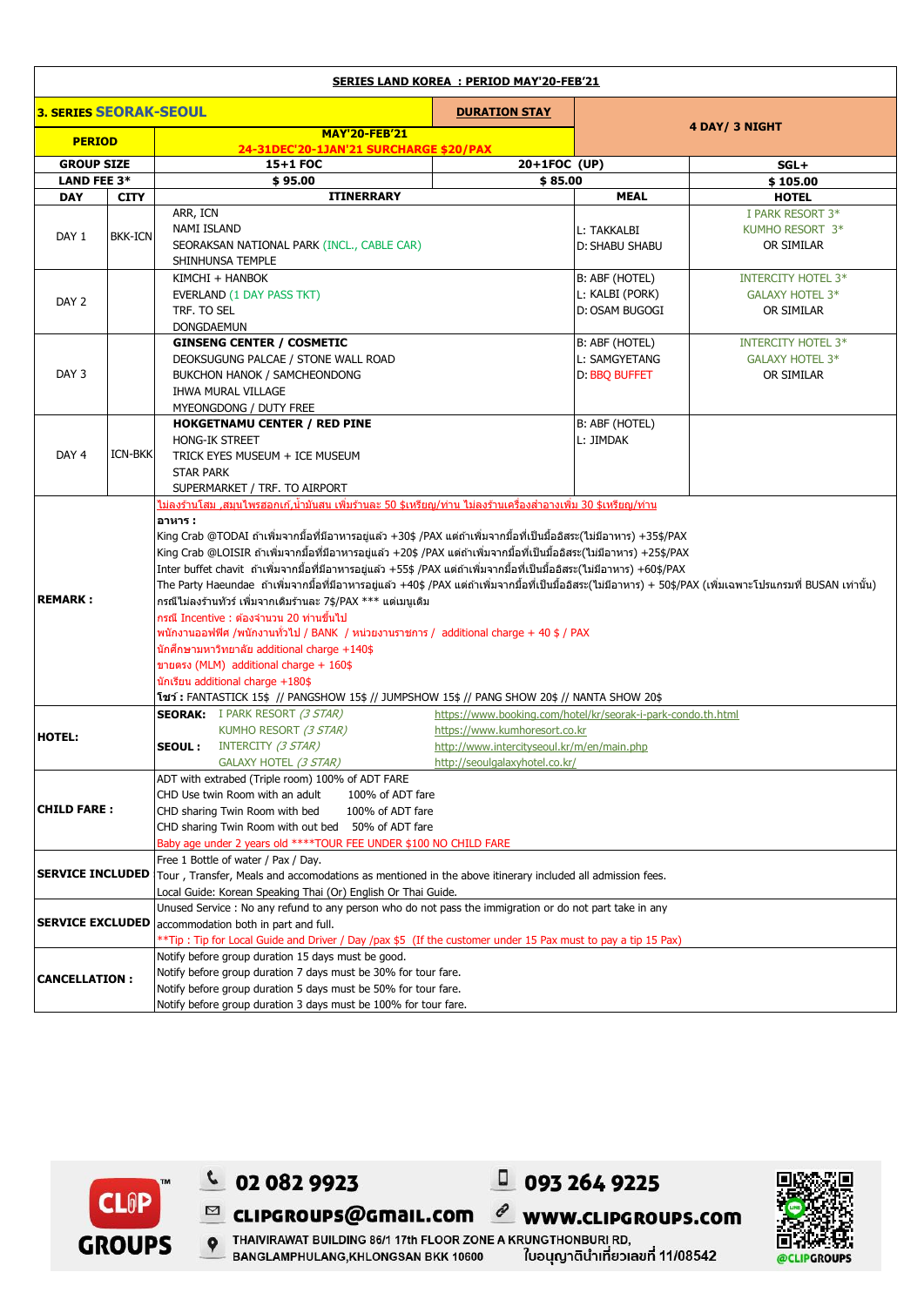## SERIES LAND KOREA : PERIOD MAY'20-FEB'21

| 3. SERIES SEORAK-SEOUL | | | DURATION STAY | | |
|---|---|---|---|---|---|
| PERIOD | | MAY'20-FEB'21<br>24-31DEC'20-1JAN'21 SURCHARGE $20/PAX | | 4 DAY/ 3 NIGHT | |
| GROUP SIZE | | 15+1 FOC | 20+1FOC (UP) | | SGL+ |
| LAND FEE 3* | | $ 95.00 | $ 85.00 | | $ 105.00 |
| DAY | CITY | ITINERRARY | | MEAL | HOTEL |
| DAY 1 | BKK-ICN | ARR, ICN<br>NAMI ISLAND<br>SEORAKSAN NATIONAL PARK (INCL., CABLE CAR)<br>SHINHUNSA TEMPLE | | L: TAKKALBI<br>D: SHABU SHABU | I PARK RESORT 3*<br>KUMHO RESORT 3*<br>OR SIMILAR |
| DAY 2 | | KIMCHI + HANBOK<br>EVERLAND (1 DAY PASS TKT)<br>TRF. TO SEL<br>DONGDAEMUN | | B: ABF (HOTEL)<br>L: KALBI (PORK)<br>D: OSAM BUGOGI | INTERCITY HOTEL 3*<br>GALAXY HOTEL 3*<br>OR SIMILAR |
| DAY 3 | | **GINSENG CENTER / COSMETIC**<br>DEOKSUGUNG PALCAE / STONE WALL ROAD<br>BUKCHON HANOK / SAMCHEONDONG<br>IHWA MURAL VILLAGE<br>MYEONGDONG / DUTY FREE | | B: ABF (HOTEL)<br>L: SAMGYETANG<br>D: BBQ BUFFET | INTERCITY HOTEL 3*<br>GALAXY HOTEL 3*<br>OR SIMILAR |
| DAY 4 | ICN-BKK | **HOKGETNAMU CENTER / RED PINE**<br>HONG-IK STREET<br>TRICK EYES MUSEUM + ICE MUSEUM<br>STAR PARK<br>SUPERMARKET / TRF. TO AIRPORT | | B: ABF (HOTEL)<br>L: JIMDAK | |
| **REMARK :** | | ไม่ลงร้านโสม ,สมุนไพรฮอกเก๋,น้ำมันสน เพิ่มร้านละ 50 $เหรียญ/ท่าน ไม่ลงร้านเครื่องสำอางเพิ่ม 30 $เหรียญ/ท่าน<br>**อาหาร :**<br>King Crab @TODAI ถ้าเพิ่มจากมื้อที่มีอาหารอยู่แล้ว +30$ /PAX แต่ถ้าเพิ่มจากมื้อที่เป็นมื้ออิสระ(ไม่มีอาหาร) +35$/PAX<br>King Crab @LOISIR ถ้าเพิ่มจากมื้อที่มีอาหารอยู่แล้ว +20$ /PAX แต่ถ้าเพิ่มจากมื้อที่เป็นมื้ออิสระ(ไม่มีอาหาร) +25$/PAX<br>Inter buffet chavit ถ้าเพิ่มจากมื้อที่มีอาหารอยู่แล้ว +55$ /PAX แต่ถ้าเพิ่มจากมื้อที่เป็นมื้ออิสระ(ไม่มีอาหาร) +60$/PAX<br>The Party Haeundae ถ้าเพิ่มจากมื้อที่มีอาหารอยู่แล้ว +40$ /PAX แต่ถ้าเพิ่มจากมื้อที่เป็นมื้ออิสระ(ไม่มีอาหาร) + 50$/PAX (เพิ่มเฉพาะโปรแกรมที่ BUSAN เท่านั้น)<br>กรณีไม่ลงร้านทัวร์ เพิ่มจากเดิมร้านละ 7$/PAX *** แต่เมนูเดิม<br>กรณี Incentive : ต้องจำนวน 20 ท่านขึ้นไป<br>พนักงานออฟฟิศ /พนักงานทั่วไป / BANK / หน่วยงานราชการ / additional charge + 40 $ / PAX<br>นักศึกษามหาวิทยาลัย additional charge +140$<br>ขายตรง (MLM) additional charge + 160$<br>นักเรียน additional charge +180$<br>**โชว์ :** FANTASTICK 15$ // PANGSHOW 15$ // JUMPSHOW 15$ // PANG SHOW 20$ // NANTA SHOW 20$ | | | |
| **HOTEL:** | | **SEORAK:** I PARK RESORT *(3 STAR)* — https://www.booking.com/hotel/kr/seorak-i-park-condo.th.html<br>KUMHO RESORT *(3 STAR)* — https://www.kumhoresort.co.kr<br>**SEOUL :** INTERCITY *(3 STAR)* — http://www.intercityseoul.kr/m/en/main.php<br>GALAXY HOTEL *(3 STAR)* — http://seoulgalaxyhotel.co.kr/ | | | |
| **CHILD FARE :** | | ADT with extrabed (Triple room) 100% of ADT FARE<br>CHD Use twin Room with an adult 100% of ADT fare<br>CHD sharing Twin Room with bed 100% of ADT fare<br>CHD sharing Twin Room with out bed 50% of ADT fare<br>Baby age under 2 years old ****TOUR FEE UNDER $100 NO CHILD FARE | | | |
| **SERVICE INCLUDED** | | Free 1 Bottle of water / Pax / Day.<br>Tour , Transfer, Meals and accomodations as mentioned in the above itinerary included all admission fees.<br>Local Guide: Korean Speaking Thai (Or) English Or Thai Guide. | | | |
| **SERVICE EXCLUDED** | | Unused Service : No any refund to any person who do not pass the immigration or do not part take in any accommodation both in part and full.<br>**Tip : Tip for Local Guide and Driver / Day /pax $5 (If the customer under 15 Pax must to pay a tip 15 Pax) | | | |
| **CANCELLATION :** | | Notify before group duration 15 days must be good.<br>Notify before group duration 7 days must be 30% for tour fare.<br>Notify before group duration 5 days must be 50% for tour fare.<br>Notify before group duration 3 days must be 100% for tour fare. | | | |

CLIP GROUPS

02 082 9923 | 093 264 9225

clipgroups@gmail.com | www.clipgroups.com

THAIVIRAWAT BUILDING 86/1 17th FLOOR ZONE A KRUNGTHONBURI RD, BANGLAMPHULANG,KHLONGSAN BKK 10600

ใบอนุญาตินำเที่ยวเลขที่ 11/08542

@CLIPGROUPS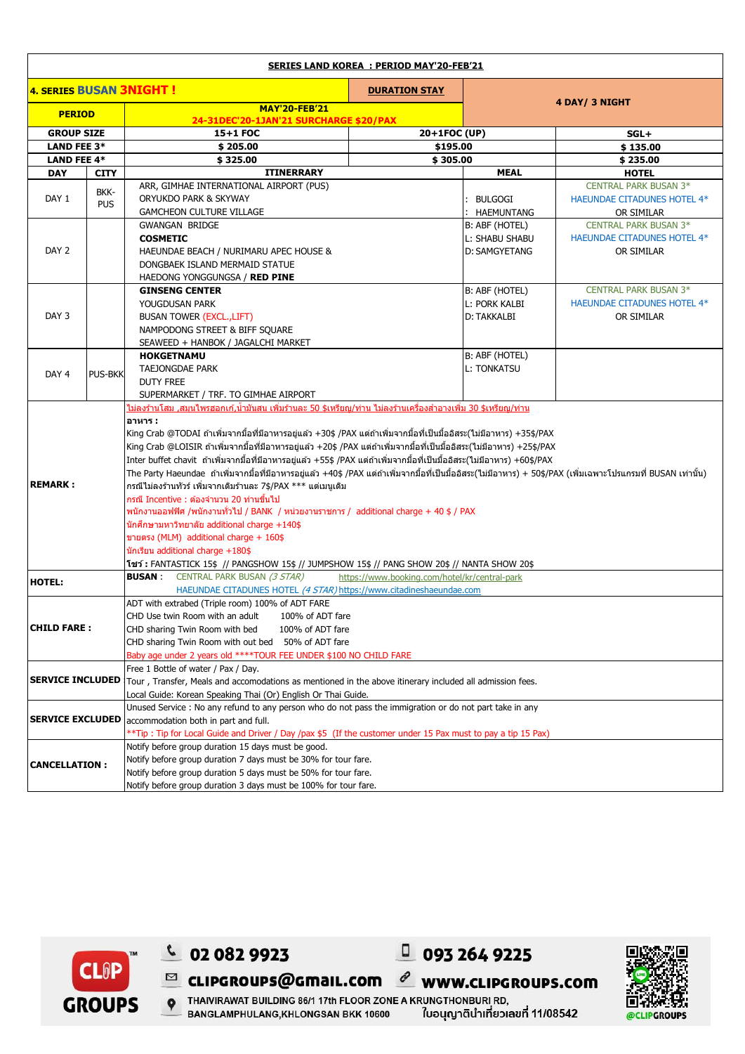**SERIES LAND KOREA : PERIOD MAY'20-FEB'21**

| 4. SERIES BUSAN 3NIGHT ! | | | DURATION STAY | 4 DAY/ 3 NIGHT | |
|---|---|---|---|---|---|
| PERIOD | | MAY'20-FEB'21<br>24-31DEC'20-1JAN'21 SURCHARGE $20/PAX | | | |
| GROUP SIZE | | 15+1 FOC | 20+1FOC (UP) | | SGL+ |
| LAND FEE 3* | | $ 205.00 | $195.00 | | $ 135.00 |
| LAND FEE 4* | | $ 325.00 | $ 305.00 | | $ 235.00 |
| DAY | CITY | ITINERRARY | | MEAL | HOTEL |
| DAY 1 | BKK-PUS | ARR, GIMHAE INTERNATIONAL AIRPORT (PUS)<br>ORYUKDO PARK & SKYWAY<br>GAMCHEON CULTURE VILLAGE | | : BULGOGI<br>: HAEMUNTANG | CENTRAL PARK BUSAN 3*<br>HAEUNDAE CITADUNES HOTEL 4*<br>OR SIMILAR |
| DAY 2 | | GWANGAN BRIDGE<br>**COSMETIC**<br>HAEUNDAE BEACH / NURIMARU APEC HOUSE &<br>DONGBAEK ISLAND MERMAID STATUE<br>HAEDONG YONGGUNGSA / **RED PINE** | | B: ABF (HOTEL)<br>L: SHABU SHABU<br>D: SAMGYETANG | CENTRAL PARK BUSAN 3*<br>HAEUNDAE CITADUNES HOTEL 4*<br>OR SIMILAR |
| DAY 3 | | **GINSENG CENTER**<br>YOUGDUSAN PARK<br>BUSAN TOWER (EXCL.,LIFT)<br>NAMPODONG STREET & BIFF SQUARE<br>SEAWEED + HANBOK / JAGALCHI MARKET | | B: ABF (HOTEL)<br>L: PORK KALBI<br>D: TAKKALBI | CENTRAL PARK BUSAN 3*<br>HAEUNDAE CITADUNES HOTEL 4*<br>OR SIMILAR |
| DAY 4 | PUS-BKK | **HOKGETNAMU**<br>TAEJONGDAE PARK<br>DUTY FREE<br>SUPERMARKET / TRF. TO GIMHAE AIRPORT | | B: ABF (HOTEL)<br>L: TONKATSU | |

**REMARK :**

ไม่ลงร้านโสม ,สมุนไพรฮอกเก,น้ำมันสน เพิ่มร้านละ 50 $เหรียญ/ท่าน ไม่ลงร้านเครื่องสำอางเพิ่ม 30 $เหรียญ/ท่าน

**อาหาร :**

King Crab @TODAI ถ้าเพิ่มจากมื้อที่มีอาหารอยู่แล้ว +30$ /PAX แต่ถ้าเพิ่มจากมื้อที่เป็นมื้ออิสระ(ไม่มีอาหาร) +35$/PAX

King Crab @LOISIR ถ้าเพิ่มจากมื้อที่มีอาหารอยู่แล้ว +20$ /PAX แต่ถ้าเพิ่มจากมื้อที่เป็นมื้ออิสระ(ไม่มีอาหาร) +25$/PAX

Inter buffet chavit ถ้าเพิ่มจากมื้อที่มีอาหารอยู่แล้ว +55$ /PAX แต่ถ้าเพิ่มจากมื้อที่เป็นมื้ออิสระ(ไม่มีอาหาร) +60$/PAX

The Party Haeundae ถ้าเพิ่มจากมื้อที่มีอาหารอยู่แล้ว +40$ /PAX แต่ถ้าเพิ่มจากมื้อที่เป็นมื้ออิสระ(ไม่มีอาหาร) + 50$/PAX (เพิ่มเฉพาะโปรแกรมที่ BUSAN เท่านั้น)

กรณีไม่ลงร้านทัวร์ เพิ่มจากเดิมร้านละ 7$/PAX *** แต่เมนูเดิม

กรณี Incentive : ต้องจำนวน 20 ท่านขึ้นไป

พนักงานออฟฟิศ /พนักงานทั่วไป / BANK / หน่วยงานราชการ / additional charge + 40 $ / PAX

นักศึกษามหาวิทยาลัย additional charge +140$

ขายตรง (MLM) additional charge + 160$

นักเรียน additional charge +180$

**โชว์ :** FANTASTICK 15$ // PANGSHOW 15$ // JUMPSHOW 15$ // PANG SHOW 20$ // NANTA SHOW 20$

**HOTEL:**

**BUSAN :** CENTRAL PARK BUSAN *(3 STAR)* https://www.booking.com/hotel/kr/central-park

HAEUNDAE CITADUNES HOTEL *(4 STAR)* https://www.citadineshaeundae.com

**CHILD FARE :**

- ADT with extrabed (Triple room) 100% of ADT FARE
- CHD Use twin Room with an adult 100% of ADT fare
- CHD sharing Twin Room with bed 100% of ADT fare
- CHD sharing Twin Room with out bed 50% of ADT fare
- Baby age under 2 years old ****TOUR FEE UNDER $100 NO CHILD FARE

**SERVICE INCLUDED**

Free 1 Bottle of water / Pax / Day.

Tour , Transfer, Meals and accomodations as mentioned in the above itinerary included all admission fees.

Local Guide: Korean Speaking Thai (Or) English Or Thai Guide.

**SERVICE EXCLUDED**

Unused Service : No any refund to any person who do not pass the immigration or do not part take in any accommodation both in part and full.

**Tip : Tip for Local Guide and Driver / Day /pax $5 (If the customer under 15 Pax must to pay a tip 15 Pax)

**CANCELLATION :**

Notify before group duration 15 days must be good.

Notify before group duration 7 days must be 30% for tour fare.

Notify before group duration 5 days must be 50% for tour fare.

Notify before group duration 3 days must be 100% for tour fare.

CLIP GROUPS

02 082 9923 | 093 264 9225

clipgroups@gmail.com | www.clipgroups.com

THAIVIRAWAT BUILDING 86/1 17th FLOOR ZONE A KRUNGTHONBURI RD, BANGLAMPHULANG,KHLONGSAN BKK 10600

ใบอนุญาตินำเที่ยวเลขที่ 11/08542

@CLIPGROUPS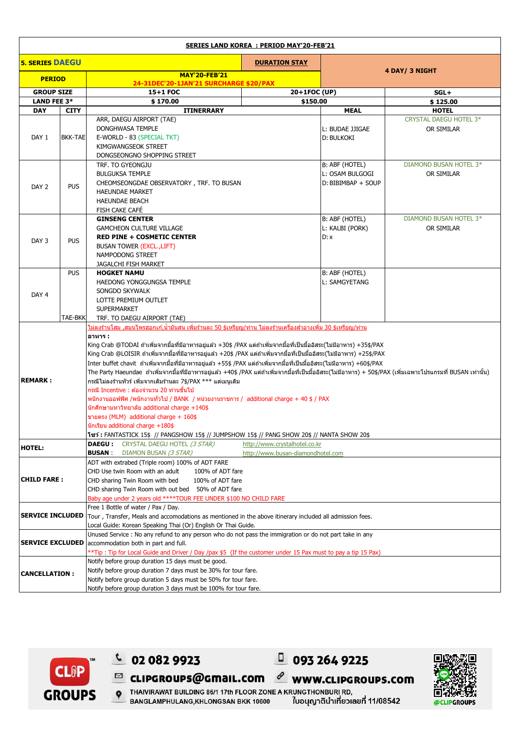**SERIES LAND KOREA : PERIOD MAY'20-FEB'21**

| 5. SERIES DAEGU | | | DURATION STAY | | |
|---|---|---|---|---|---|
| PERIOD | | MAY'20-FEB'21<br>24-31DEC'20-1JAN'21 SURCHARGE $20/PAX | | 4 DAY/ 3 NIGHT | |
| GROUP SIZE | | 15+1 FOC | 20+1FOC (UP) | | SGL+ |
| LAND FEE 3* | | $ 170.00 | $150.00 | | $ 125.00 |
| DAY | CITY | ITINERRARY | | MEAL | HOTEL |
| DAY 1 | BKK-TAE | ARR, DAEGU AIRPORT (TAE)<br>DONGHWASA TEMPLE<br>E-WORLD - 83 (SPECIAL TKT)<br>KIMGWANGSEOK STREET<br>DONGSEONGNO SHOPPING STREET | | L: BUDAE JJIGAE<br>D: BULKOKI | CRYSTAL DAEGU HOTEL 3*<br>OR SIMILAR |
| DAY 2 | PUS | TRF. TO GYEONGJU<br>BULGUKSA TEMPLE<br>CHEOMSEONGDAE OBSERVATORY , TRF. TO BUSAN<br>HAEUNDAE MARKET<br>HAEUNDAE BEACH<br>FISH CAKE CAFÉ | | B: ABF (HOTEL)<br>L: OSAM BULGOGI<br>D: BIBIMBAP + SOUP | DIAMOND BUSAN HOTEL 3*<br>OR SIMILAR |
| DAY 3 | PUS | **GINSENG CENTER**<br>GAMCHEON CULTURE VILLAGE<br>**RED PINE + COSMETIC CENTER**<br>BUSAN TOWER (EXCL.,LIFT)<br>NAMPODONG STREET<br>JAGALCHI FISH MARKET | | B: ABF (HOTEL)<br>L: KALBI (PORK)<br>D: x | DIAMOND BUSAN HOTEL 3*<br>OR SIMILAR |
| DAY 4 | PUS<br>TAE-BKK | **HOKGET NAMU**<br>HAEDONG YONGGUNGSA TEMPLE<br>SONGDO SKYWALK<br>LOTTE PREMIUM OUTLET<br>SUPERMARKET<br>TRF. TO DAEGU AIRPORT (TAE) | | B: ABF (HOTEL)<br>L: SAMGYETANG | |

**REMARK :**

ไม่ลงร้านโสม ,สมุนไพรฮอกเก,น้ำมันสน เพิ่มร้านละ 50 $เหรียญ/ท่าน ไม่ลงร้านเครื่องสำอางเพิ่ม 30 $เหรียญ/ท่าน

**อาหาร :**

King Crab @TODAI ถ้าเพิ่มจากมื้อที่มีอาหารอยู่แล้ว +30$ /PAX แต่ถ้าเพิ่มจากมื้อที่เป็นมื้ออิสระ(ไม่มีอาหาร) +35$/PAX

King Crab @LOISIR ถ้าเพิ่มจากมื้อที่มีอาหารอยู่แล้ว +20$ /PAX แต่ถ้าเพิ่มจากมื้อที่เป็นมื้ออิสระ(ไม่มีอาหาร) +25$/PAX

Inter buffet chavit ถ้าเพิ่มจากมื้อที่มีอาหารอยู่แล้ว +55$ /PAX แต่ถ้าเพิ่มจากมื้อที่เป็นมื้ออิสระ(ไม่มีอาหาร) +60$/PAX

The Party Haeundae ถ้าเพิ่มจากมื้อที่มีอาหารอยู่แล้ว +40$ /PAX แต่ถ้าเพิ่มจากมื้อที่เป็นมื้ออิสระ(ไม่มีอาหาร) + 50$/PAX (เพิ่มเฉพาะโปรแกรมที่ BUSAN เท่านั้น)

กรณีไม่ลงร้านทัวร์ เพิ่มจากเดิมร้านละ 7$/PAX *** แต่เมนูเดิม

กรณี Incentive : ต้องจำนวน 20 ท่านขึ้นไป

พนักงานออฟฟิศ /พนักงานทั่วไป / BANK / หน่วยงานราชการ / additional charge + 40 $ / PAX

นักศึกษามหาวิทยาลัย additional charge +140$

ขายตรง (MLM) additional charge + 160$

นักเรียน additional charge +180$

**โชว์ :** FANTASTICK 15$ // PANGSHOW 15$ // JUMPSHOW 15$ // PANG SHOW 20$ // NANTA SHOW 20$

**HOTEL:**

**DAEGU :** CRYSTAL DAEGU HOTEL *(3 STAR)* http://www.crystalhotel.co.kr

**BUSAN :** DIAMON BUSAN *(3 STAR)* http://www.busan-diamondhotel.com

**CHILD FARE :**

ADT with extrabed (Triple room) 100% of ADT FARE

CHD Use twin Room with an adult 100% of ADT fare

CHD sharing Twin Room with bed 100% of ADT fare

CHD sharing Twin Room with out bed 50% of ADT fare

Baby age under 2 years old ****TOUR FEE UNDER $100 NO CHILD FARE

**SERVICE INCLUDED**

Free 1 Bottle of water / Pax / Day.

Tour , Transfer, Meals and accomodations as mentioned in the above itinerary included all admission fees.

Local Guide: Korean Speaking Thai (Or) English Or Thai Guide.

**SERVICE EXCLUDED**

Unused Service : No any refund to any person who do not pass the immigration or do not part take in any accommodation both in part and full.

**Tip : Tip for Local Guide and Driver / Day /pax $5 (If the customer under 15 Pax must to pay a tip 15 Pax)

**CANCELLATION :**

Notify before group duration 15 days must be good.

Notify before group duration 7 days must be 30% for tour fare.

Notify before group duration 5 days must be 50% for tour fare.

Notify before group duration 3 days must be 100% for tour fare.

CLIP GROUPS

02 082 9923 093 264 9225

clipgroups@gmail.com www.clipgroups.com

THAIVIRAWAT BUILDING 86/1 17th FLOOR ZONE A KRUNGTHONBURI RD, BANGLAMPHULANG,KHLONGSAN BKK 10600 ใบอนุญาตินำเที่ยวเลขที่ 11/08542

@CLIPGROUPS